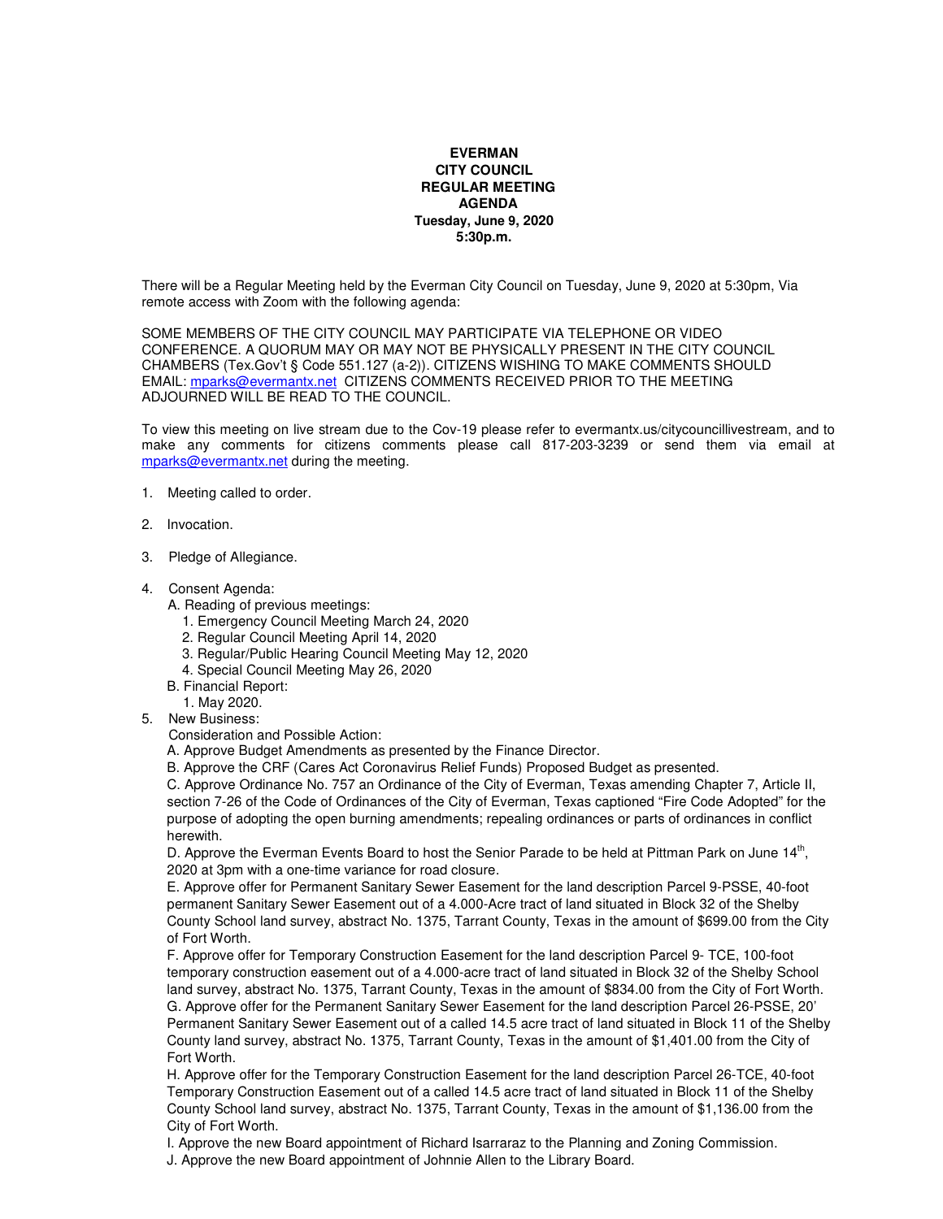**EVERMAN**
**CITY COUNCIL**
**REGULAR MEETING**
**AGENDA**
**Tuesday, June 9, 2020**
**5:30p.m.**

There will be a Regular Meeting held by the Everman City Council on Tuesday, June 9, 2020 at 5:30pm, Via remote access with Zoom with the following agenda:

SOME MEMBERS OF THE CITY COUNCIL MAY PARTICIPATE VIA TELEPHONE OR VIDEO CONFERENCE. A QUORUM MAY OR MAY NOT BE PHYSICALLY PRESENT IN THE CITY COUNCIL CHAMBERS (Tex.Gov't § Code 551.127 (a-2)). CITIZENS WISHING TO MAKE COMMENTS SHOULD EMAIL: mparks@evermantx.net CITIZENS COMMENTS RECEIVED PRIOR TO THE MEETING ADJOURNED WILL BE READ TO THE COUNCIL.

To view this meeting on live stream due to the Cov-19 please refer to evermantx.us/citycouncillivestream, and to make any comments for citizens comments please call 817-203-3239 or send them via email at mparks@evermantx.net during the meeting.

1. Meeting called to order.

2. Invocation.

3. Pledge of Allegiance.

4. Consent Agenda:
   A. Reading of previous meetings:
      1. Emergency Council Meeting March 24, 2020
      2. Regular Council Meeting April 14, 2020
      3. Regular/Public Hearing Council Meeting May 12, 2020
      4. Special Council Meeting May 26, 2020
   B. Financial Report:
      1. May 2020.
5. New Business:
   Consideration and Possible Action:
   A. Approve Budget Amendments as presented by the Finance Director.
   B. Approve the CRF (Cares Act Coronavirus Relief Funds) Proposed Budget as presented.
   C. Approve Ordinance No. 757 an Ordinance of the City of Everman, Texas amending Chapter 7, Article II, section 7-26 of the Code of Ordinances of the City of Everman, Texas captioned "Fire Code Adopted" for the purpose of adopting the open burning amendments; repealing ordinances or parts of ordinances in conflict herewith.
   D. Approve the Everman Events Board to host the Senior Parade to be held at Pittman Park on June 14th, 2020 at 3pm with a one-time variance for road closure.
   E. Approve offer for Permanent Sanitary Sewer Easement for the land description Parcel 9-PSSE, 40-foot permanent Sanitary Sewer Easement out of a 4.000-Acre tract of land situated in Block 32 of the Shelby County School land survey, abstract No. 1375, Tarrant County, Texas in the amount of $699.00 from the City of Fort Worth.
   F. Approve offer for Temporary Construction Easement for the land description Parcel 9- TCE, 100-foot temporary construction easement out of a 4.000-acre tract of land situated in Block 32 of the Shelby School land survey, abstract No. 1375, Tarrant County, Texas in the amount of $834.00 from the City of Fort Worth.
   G. Approve offer for the Permanent Sanitary Sewer Easement for the land description Parcel 26-PSSE, 20' Permanent Sanitary Sewer Easement out of a called 14.5 acre tract of land situated in Block 11 of the Shelby County land survey, abstract No. 1375, Tarrant County, Texas in the amount of $1,401.00 from the City of Fort Worth.
   H. Approve offer for the Temporary Construction Easement for the land description Parcel 26-TCE, 40-foot Temporary Construction Easement out of a called 14.5 acre tract of land situated in Block 11 of the Shelby County School land survey, abstract No. 1375, Tarrant County, Texas in the amount of $1,136.00 from the City of Fort Worth.
   I. Approve the new Board appointment of Richard Isarraraz to the Planning and Zoning Commission.
   J. Approve the new Board appointment of Johnnie Allen to the Library Board.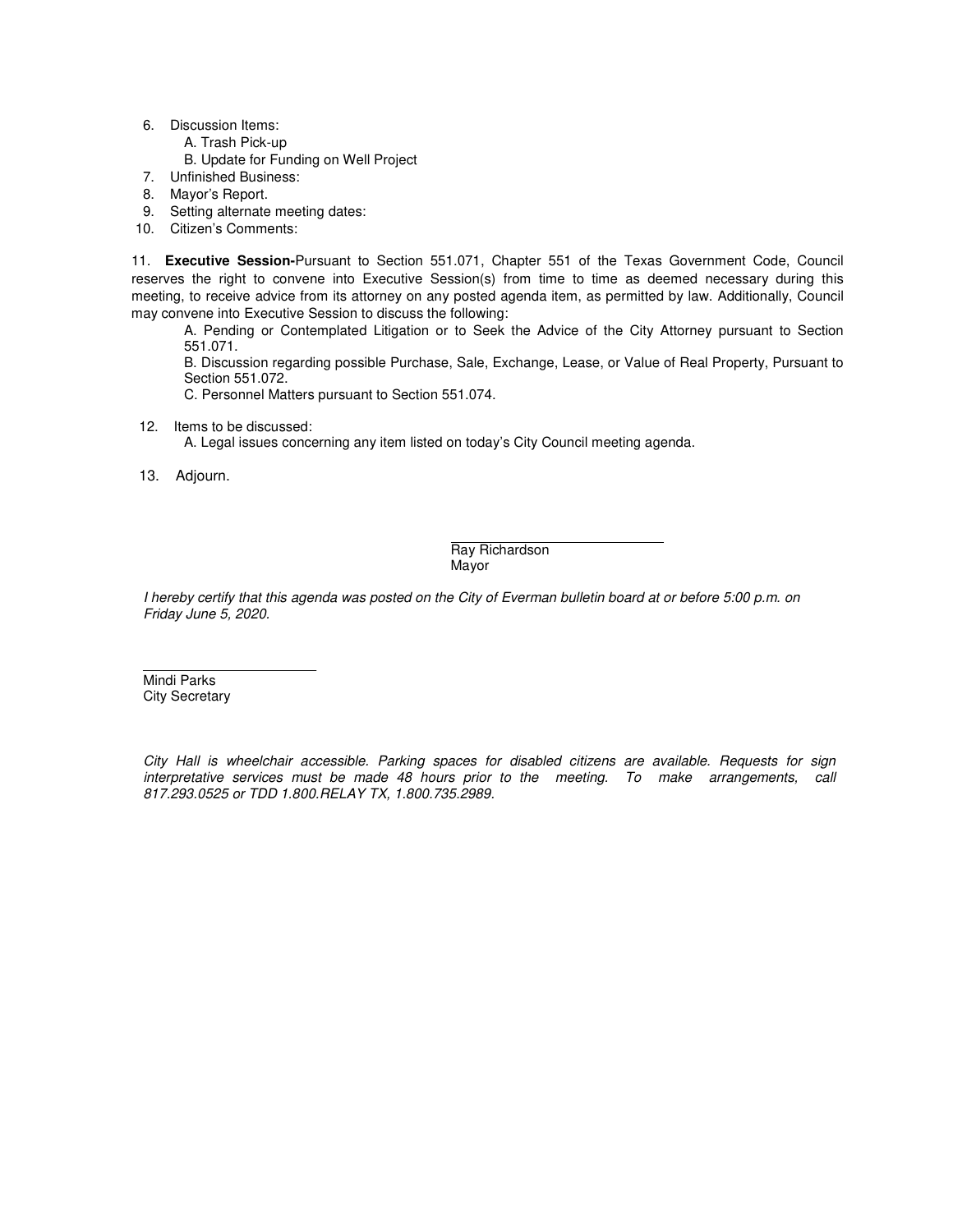6. Discussion Items:
   A. Trash Pick-up
   B. Update for Funding on Well Project
7. Unfinished Business:
8. Mayor's Report.
9. Setting alternate meeting dates:
10. Citizen's Comments:

11. **Executive Session-**Pursuant to Section 551.071, Chapter 551 of the Texas Government Code, Council reserves the right to convene into Executive Session(s) from time to time as deemed necessary during this meeting, to receive advice from its attorney on any posted agenda item, as permitted by law. Additionally, Council may convene into Executive Session to discuss the following:

    A. Pending or Contemplated Litigation or to Seek the Advice of the City Attorney pursuant to Section 551.071.

    B. Discussion regarding possible Purchase, Sale, Exchange, Lease, or Value of Real Property, Pursuant to Section 551.072.

    C. Personnel Matters pursuant to Section 551.074.

12. Items to be discussed:
    A. Legal issues concerning any item listed on today's City Council meeting agenda.

13. Adjourn.

Ray Richardson
Mayor

*I hereby certify that this agenda was posted on the City of Everman bulletin board at or before 5:00 p.m. on Friday June 5, 2020.*

Mindi Parks
City Secretary

*City Hall is wheelchair accessible. Parking spaces for disabled citizens are available. Requests for sign interpretative services must be made 48 hours prior to the meeting. To make arrangements, call 817.293.0525 or TDD 1.800.RELAY TX, 1.800.735.2989.*